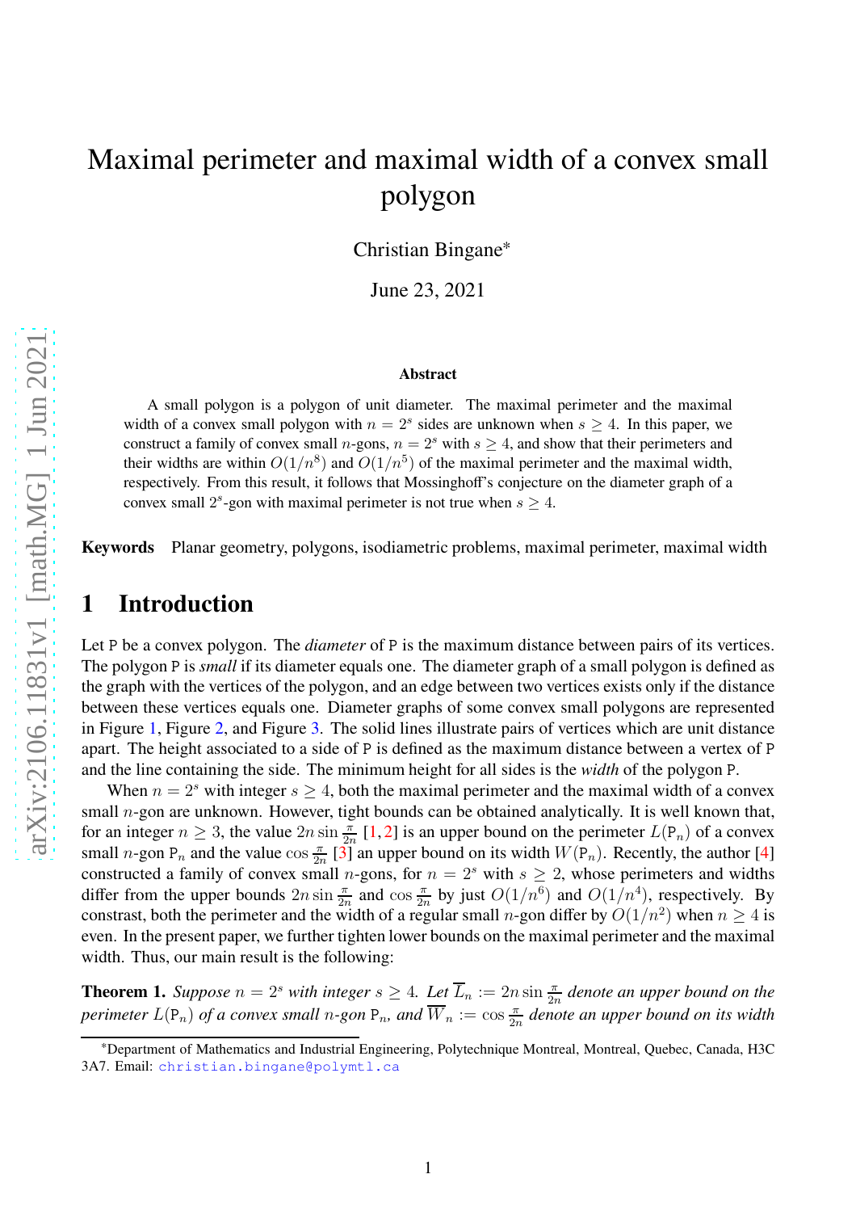# Maximal perimeter and maximal width of a convex small polygon

Christian Bingane*

June 23, 2021

**Abstract**

A small polygon is a polygon of unit diameter. The maximal perimeter and the maximal width of a convex small polygon with $n = 2^s$ sides are unknown when $s \geq 4$. In this paper, we construct a family of convex small $n$-gons, $n = 2^s$ with $s \geq 4$, and show that their perimeters and their widths are within $O(1/n^8)$ and $O(1/n^5)$ of the maximal perimeter and the maximal width, respectively. From this result, it follows that Mossinghoff's conjecture on the diameter graph of a convex small $2^s$-gon with maximal perimeter is not true when $s \geq 4$.

**Keywords** Planar geometry, polygons, isodiametric problems, maximal perimeter, maximal width

## 1 Introduction

Let $\mathsf{P}$ be a convex polygon. The *diameter* of $\mathsf{P}$ is the maximum distance between pairs of its vertices. The polygon $\mathsf{P}$ is *small* if its diameter equals one. The diameter graph of a small polygon is defined as the graph with the vertices of the polygon, and an edge between two vertices exists only if the distance between these vertices equals one. Diameter graphs of some convex small polygons are represented in Figure 1, Figure 2, and Figure 3. The solid lines illustrate pairs of vertices which are unit distance apart. The height associated to a side of $\mathsf{P}$ is defined as the maximum distance between a vertex of $\mathsf{P}$ and the line containing the side. The minimum height for all sides is the *width* of the polygon $\mathsf{P}$.

When $n = 2^s$ with integer $s \geq 4$, both the maximal perimeter and the maximal width of a convex small $n$-gon are unknown. However, tight bounds can be obtained analytically. It is well known that, for an integer $n \geq 3$, the value $2n \sin \frac{\pi}{2n}$ [1, 2] is an upper bound on the perimeter $L(\mathsf{P}_n)$ of a convex small $n$-gon $\mathsf{P}_n$ and the value $\cos \frac{\pi}{2n}$ [3] an upper bound on its width $W(\mathsf{P}_n)$. Recently, the author [4] constructed a family of convex small $n$-gons, for $n = 2^s$ with $s \geq 2$, whose perimeters and widths differ from the upper bounds $2n \sin \frac{\pi}{2n}$ and $\cos \frac{\pi}{2n}$ by just $O(1/n^6)$ and $O(1/n^4)$, respectively. By constrast, both the perimeter and the width of a regular small $n$-gon differ by $O(1/n^2)$ when $n \geq 4$ is even. In the present paper, we further tighten lower bounds on the maximal perimeter and the maximal width. Thus, our main result is the following:

**Theorem 1.** *Suppose $n = 2^s$ with integer $s \geq 4$. Let $\overline{L}_n := 2n \sin \frac{\pi}{2n}$ denote an upper bound on the perimeter $L(\mathsf{P}_n)$ of a convex small $n$-gon $\mathsf{P}_n$, and $\overline{W}_n := \cos \frac{\pi}{2n}$ denote an upper bound on its width*

---

*Department of Mathematics and Industrial Engineering, Polytechnique Montreal, Montreal, Quebec, Canada, H3C 3A7. Email: christian.bingane@polymtl.ca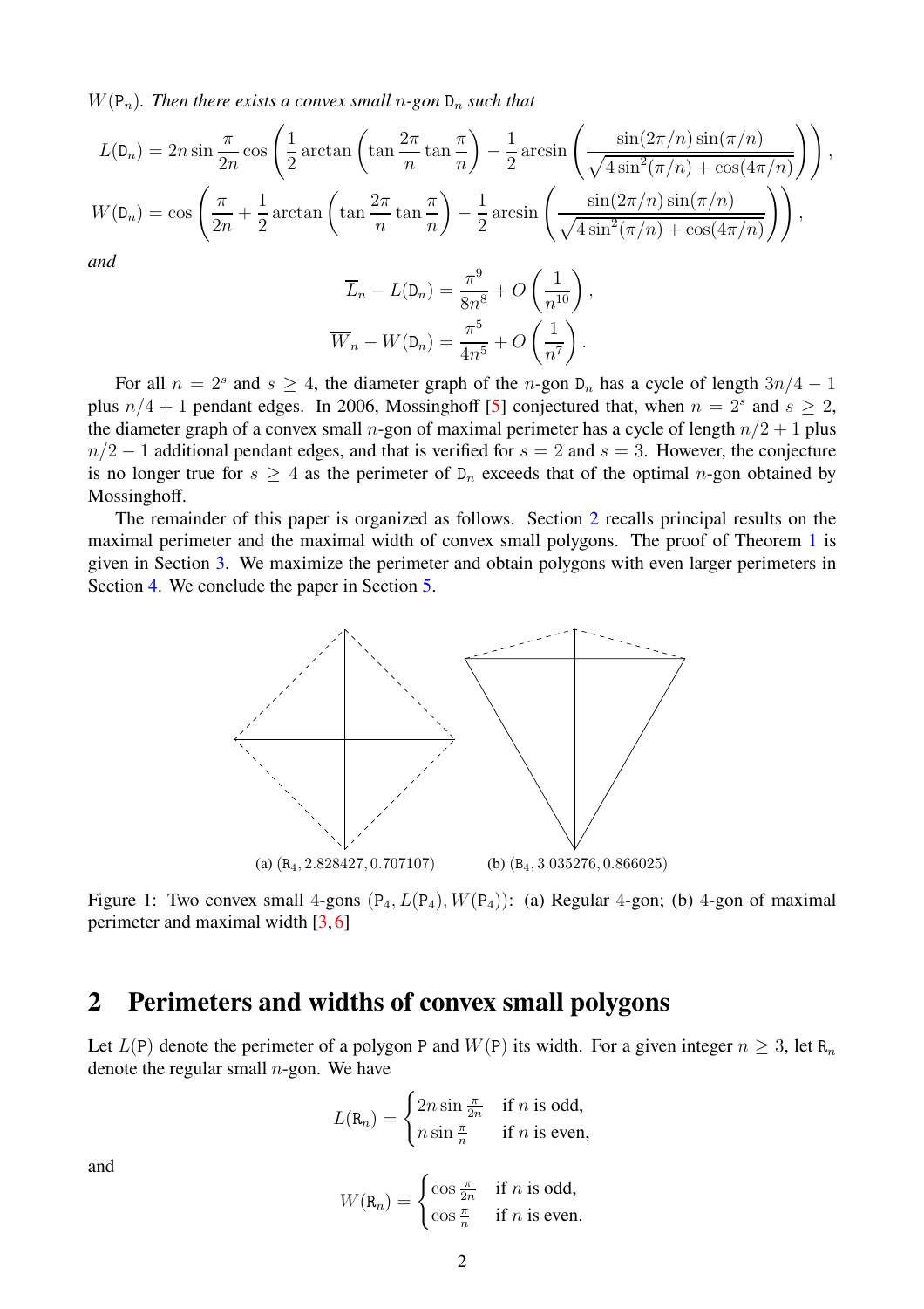$W(\mathtt{P}_n)$. *Then there exists a convex small $n$-gon $\mathtt{D}_n$ such that*

$$L(\mathtt{D}_n) = 2n \sin\frac{\pi}{2n} \cos\left(\frac{1}{2}\arctan\left(\tan\frac{2\pi}{n}\tan\frac{\pi}{n}\right) - \frac{1}{2}\arcsin\left(\frac{\sin(2\pi/n)\sin(\pi/n)}{\sqrt{4\sin^2(\pi/n)+\cos(4\pi/n)}}\right)\right),$$

$$W(\mathtt{D}_n) = \cos\left(\frac{\pi}{2n} + \frac{1}{2}\arctan\left(\tan\frac{2\pi}{n}\tan\frac{\pi}{n}\right) - \frac{1}{2}\arcsin\left(\frac{\sin(2\pi/n)\sin(\pi/n)}{\sqrt{4\sin^2(\pi/n)+\cos(4\pi/n)}}\right)\right),$$

*and*

$$\overline{L}_n - L(\mathtt{D}_n) = \frac{\pi^9}{8n^8} + O\left(\frac{1}{n^{10}}\right),$$
$$\overline{W}_n - W(\mathtt{D}_n) = \frac{\pi^5}{4n^5} + O\left(\frac{1}{n^7}\right).$$

For all $n = 2^s$ and $s \geq 4$, the diameter graph of the $n$-gon $\mathtt{D}_n$ has a cycle of length $3n/4 - 1$ plus $n/4 + 1$ pendant edges. In 2006, Mossinghoff [5] conjectured that, when $n = 2^s$ and $s \geq 2$, the diameter graph of a convex small $n$-gon of maximal perimeter has a cycle of length $n/2 + 1$ plus $n/2 - 1$ additional pendant edges, and that is verified for $s = 2$ and $s = 3$. However, the conjecture is no longer true for $s \geq 4$ as the perimeter of $\mathtt{D}_n$ exceeds that of the optimal $n$-gon obtained by Mossinghoff.

The remainder of this paper is organized as follows. Section 2 recalls principal results on the maximal perimeter and the maximal width of convex small polygons. The proof of Theorem 1 is given in Section 3. We maximize the perimeter and obtain polygons with even larger perimeters in Section 4. We conclude the paper in Section 5.

(a) $(\mathtt{R}_4, 2.828427, 0.707107)$ (b) $(\mathtt{B}_4, 3.035276, 0.866025)$

Figure 1: Two convex small 4-gons $(\mathtt{P}_4, L(\mathtt{P}_4), W(\mathtt{P}_4))$: (a) Regular 4-gon; (b) 4-gon of maximal perimeter and maximal width [3,6]

## 2 Perimeters and widths of convex small polygons

Let $L(\mathtt{P})$ denote the perimeter of a polygon $\mathtt{P}$ and $W(\mathtt{P})$ its width. For a given integer $n \geq 3$, let $\mathtt{R}_n$ denote the regular small $n$-gon. We have

$$L(\mathtt{R}_n) = \begin{cases} 2n\sin\frac{\pi}{2n} & \text{if } n \text{ is odd,} \\ n\sin\frac{\pi}{n} & \text{if } n \text{ is even,} \end{cases}$$

and

$$W(\mathtt{R}_n) = \begin{cases} \cos\frac{\pi}{2n} & \text{if } n \text{ is odd,} \\ \cos\frac{\pi}{n} & \text{if } n \text{ is even.} \end{cases}$$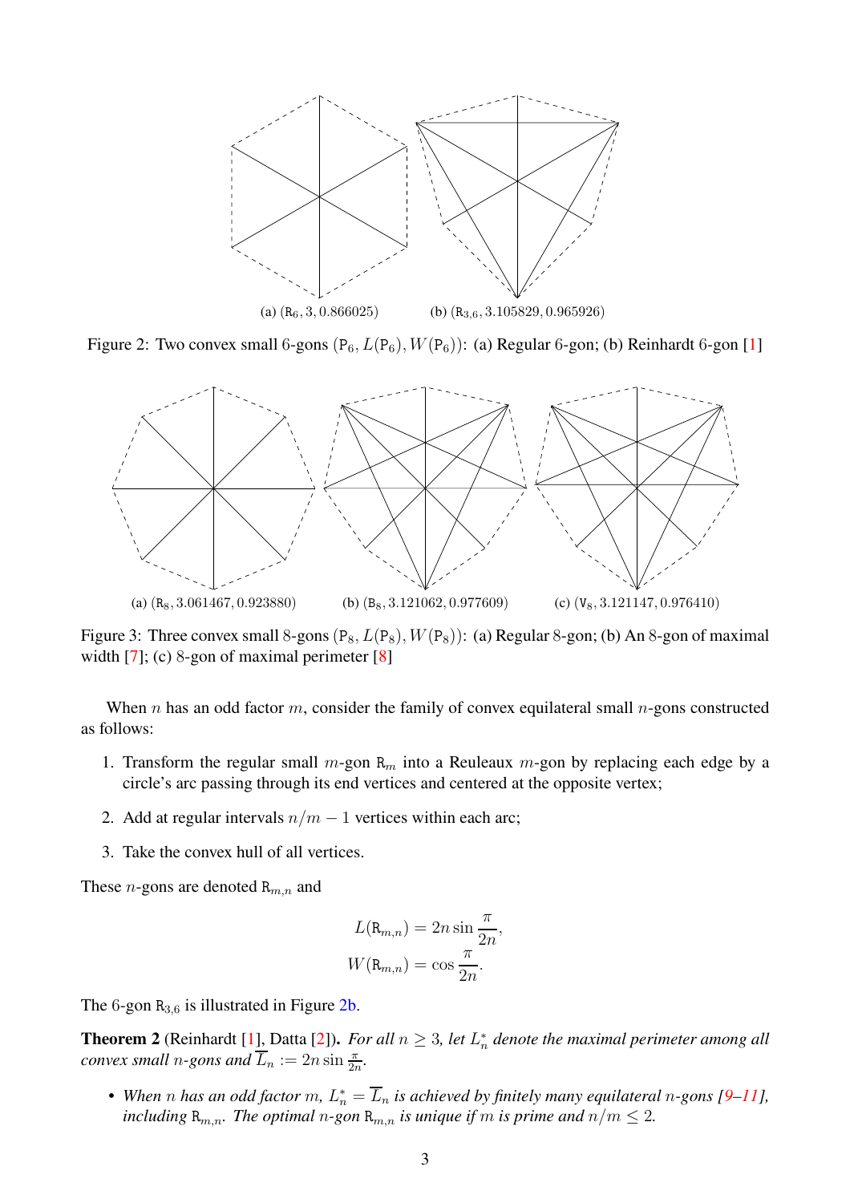(a) $(\mathtt{R}_6, 3, 0.866025)$ (b) $(\mathtt{R}_{3,6}, 3.105829, 0.965926)$

Figure 2: Two convex small 6-gons $(\mathtt{P}_6, L(\mathtt{P}_6), W(\mathtt{P}_6))$: (a) Regular 6-gon; (b) Reinhardt 6-gon [1]

(a) $(\mathtt{R}_8, 3.061467, 0.923880)$ (b) $(\mathtt{B}_8, 3.121062, 0.977609)$ (c) $(\mathtt{V}_8, 3.121147, 0.976410)$

Figure 3: Three convex small 8-gons $(\mathtt{P}_8, L(\mathtt{P}_8), W(\mathtt{P}_8))$: (a) Regular 8-gon; (b) An 8-gon of maximal width [7]; (c) 8-gon of maximal perimeter [8]

When $n$ has an odd factor $m$, consider the family of convex equilateral small $n$-gons constructed as follows:

1. Transform the regular small $m$-gon $\mathtt{R}_m$ into a Reuleaux $m$-gon by replacing each edge by a circle's arc passing through its end vertices and centered at the opposite vertex;
2. Add at regular intervals $n/m - 1$ vertices within each arc;
3. Take the convex hull of all vertices.

These $n$-gons are denoted $\mathtt{R}_{m,n}$ and

$$
\begin{aligned}
L(\mathtt{R}_{m,n}) &= 2n \sin \frac{\pi}{2n}, \\
W(\mathtt{R}_{m,n}) &= \cos \frac{\pi}{2n}.
\end{aligned}
$$

The 6-gon $\mathtt{R}_{3,6}$ is illustrated in Figure 2b.

**Theorem 2** (Reinhardt [1], Datta [2]). *For all $n \geq 3$, let $L_n^*$ denote the maximal perimeter among all convex small $n$-gons and $\overline{L}_n := 2n \sin \frac{\pi}{2n}$.*

- *When $n$ has an odd factor $m$, $L_n^* = \overline{L}_n$ is achieved by finitely many equilateral $n$-gons [9–11], including $\mathtt{R}_{m,n}$. The optimal $n$-gon $\mathtt{R}_{m,n}$ is unique if $m$ is prime and $n/m \leq 2$.*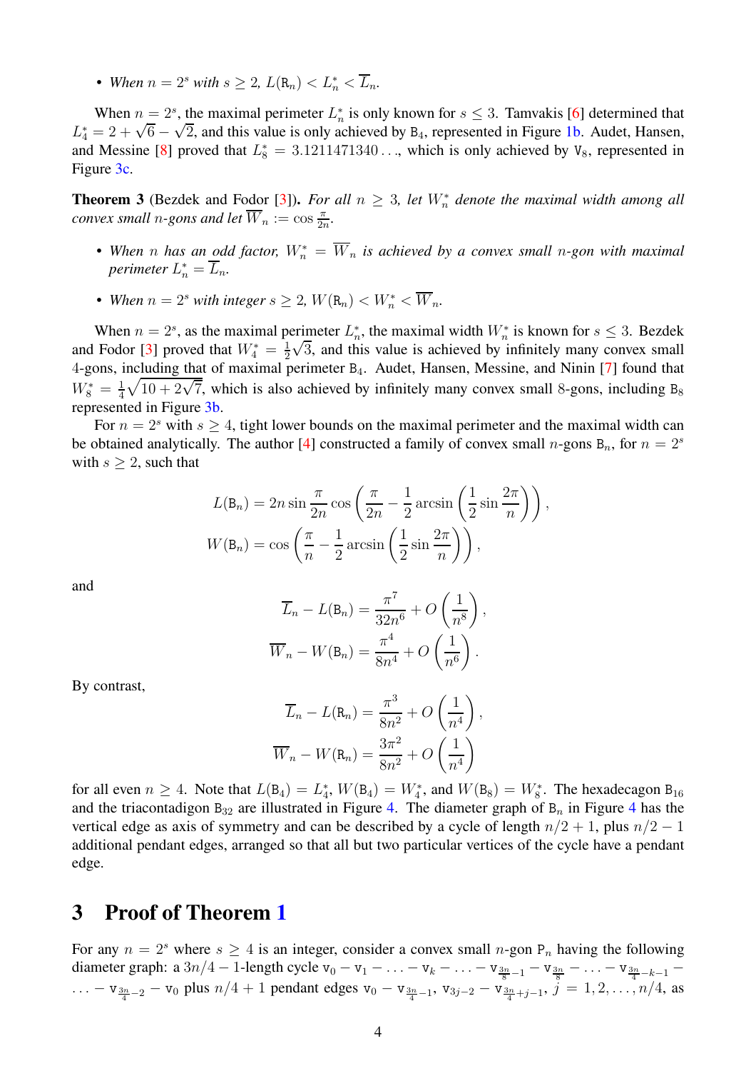- *When $n = 2^s$ with $s \geq 2$, $L(\mathtt{R}_n) < L_n^* < \overline{L}_n$.*

When $n = 2^s$, the maximal perimeter $L_n^*$ is only known for $s \leq 3$. Tamvakis [6] determined that $L_4^* = 2 + \sqrt{6} - \sqrt{2}$, and this value is only achieved by $\mathtt{B}_4$, represented in Figure 1b. Audet, Hansen, and Messine [8] proved that $L_8^* = 3.1211471340\ldots$, which is only achieved by $\mathtt{V}_8$, represented in Figure 3c.

**Theorem 3** (Bezdek and Fodor [3]). *For all $n \geq 3$, let $W_n^*$ denote the maximal width among all convex small $n$-gons and let $\overline{W}_n := \cos\frac{\pi}{2n}$.*

- *When $n$ has an odd factor, $W_n^* = \overline{W}_n$ is achieved by a convex small $n$-gon with maximal perimeter $L_n^* = \overline{L}_n$.*
- *When $n = 2^s$ with integer $s \geq 2$, $W(\mathtt{R}_n) < W_n^* < \overline{W}_n$.*

When $n = 2^s$, as the maximal perimeter $L_n^*$, the maximal width $W_n^*$ is known for $s \leq 3$. Bezdek and Fodor [3] proved that $W_4^* = \frac{1}{2}\sqrt{3}$, and this value is achieved by infinitely many convex small 4-gons, including that of maximal perimeter $\mathtt{B}_4$. Audet, Hansen, Messine, and Ninin [7] found that $W_8^* = \frac{1}{4}\sqrt{10 + 2\sqrt{7}}$, which is also achieved by infinitely many convex small 8-gons, including $\mathtt{B}_8$ represented in Figure 3b.

For $n = 2^s$ with $s \geq 4$, tight lower bounds on the maximal perimeter and the maximal width can be obtained analytically. The author [4] constructed a family of convex small $n$-gons $\mathtt{B}_n$, for $n = 2^s$ with $s \geq 2$, such that

$$
\begin{aligned}
L(\mathtt{B}_n) &= 2n \sin\frac{\pi}{2n} \cos\left(\frac{\pi}{2n} - \frac{1}{2}\arcsin\left(\frac{1}{2}\sin\frac{2\pi}{n}\right)\right), \\
W(\mathtt{B}_n) &= \cos\left(\frac{\pi}{n} - \frac{1}{2}\arcsin\left(\frac{1}{2}\sin\frac{2\pi}{n}\right)\right),
\end{aligned}
$$

and

$$
\begin{aligned}
\overline{L}_n - L(\mathtt{B}_n) &= \frac{\pi^7}{32n^6} + O\left(\frac{1}{n^8}\right), \\
\overline{W}_n - W(\mathtt{B}_n) &= \frac{\pi^4}{8n^4} + O\left(\frac{1}{n^6}\right).
\end{aligned}
$$

By contrast,

$$
\begin{aligned}
\overline{L}_n - L(\mathtt{R}_n) &= \frac{\pi^3}{8n^2} + O\left(\frac{1}{n^4}\right), \\
\overline{W}_n - W(\mathtt{R}_n) &= \frac{3\pi^2}{8n^2} + O\left(\frac{1}{n^4}\right)
\end{aligned}
$$

for all even $n \geq 4$. Note that $L(\mathtt{B}_4) = L_4^*$, $W(\mathtt{B}_4) = W_4^*$, and $W(\mathtt{B}_8) = W_8^*$. The hexadecagon $\mathtt{B}_{16}$ and the triacontadigon $\mathtt{B}_{32}$ are illustrated in Figure 4. The diameter graph of $\mathtt{B}_n$ in Figure 4 has the vertical edge as axis of symmetry and can be described by a cycle of length $n/2+1$, plus $n/2-1$ additional pendant edges, arranged so that all but two particular vertices of the cycle have a pendant edge.

## 3 Proof of Theorem 1

For any $n = 2^s$ where $s \geq 4$ is an integer, consider a convex small $n$-gon $\mathtt{P}_n$ having the following diameter graph: a $3n/4-1$-length cycle $\mathtt{v}_0 - \mathtt{v}_1 - \ldots - \mathtt{v}_k - \ldots - \mathtt{v}_{\frac{3n}{8}-1} - \mathtt{v}_{\frac{3n}{8}} - \ldots - \mathtt{v}_{\frac{3n}{4}-k-1} - \ldots - \mathtt{v}_{\frac{3n}{4}-2} - \mathtt{v}_0$ plus $n/4+1$ pendant edges $\mathtt{v}_0 - \mathtt{v}_{\frac{3n}{4}-1}$, $\mathtt{v}_{3j-2} - \mathtt{v}_{\frac{3n}{4}+j-1}$, $j = 1, 2, \ldots, n/4$, as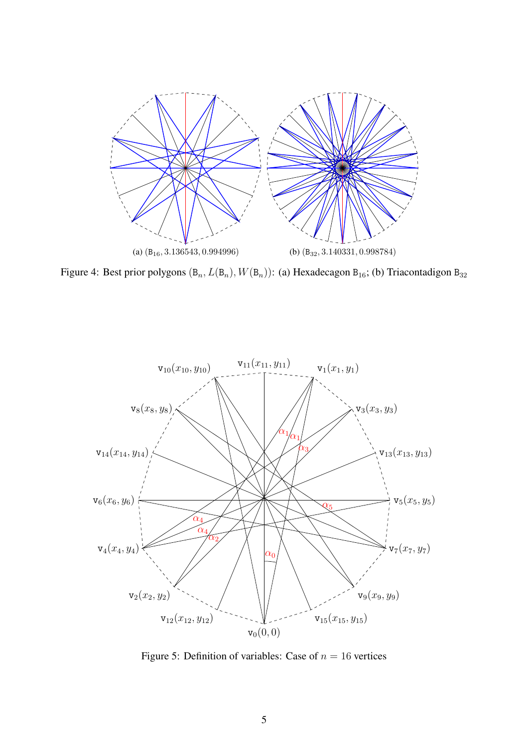(a) $(\mathtt{B}_{16}, 3.136543, 0.994996)$

(b) $(\mathtt{B}_{32}, 3.140331, 0.998784)$

Figure 4: Best prior polygons $(\mathtt{B}_n, L(\mathtt{B}_n), W(\mathtt{B}_n))$: (a) Hexadecagon $\mathtt{B}_{16}$; (b) Triacontadigon $\mathtt{B}_{32}$

Figure 5: Definition of variables: Case of $n = 16$ vertices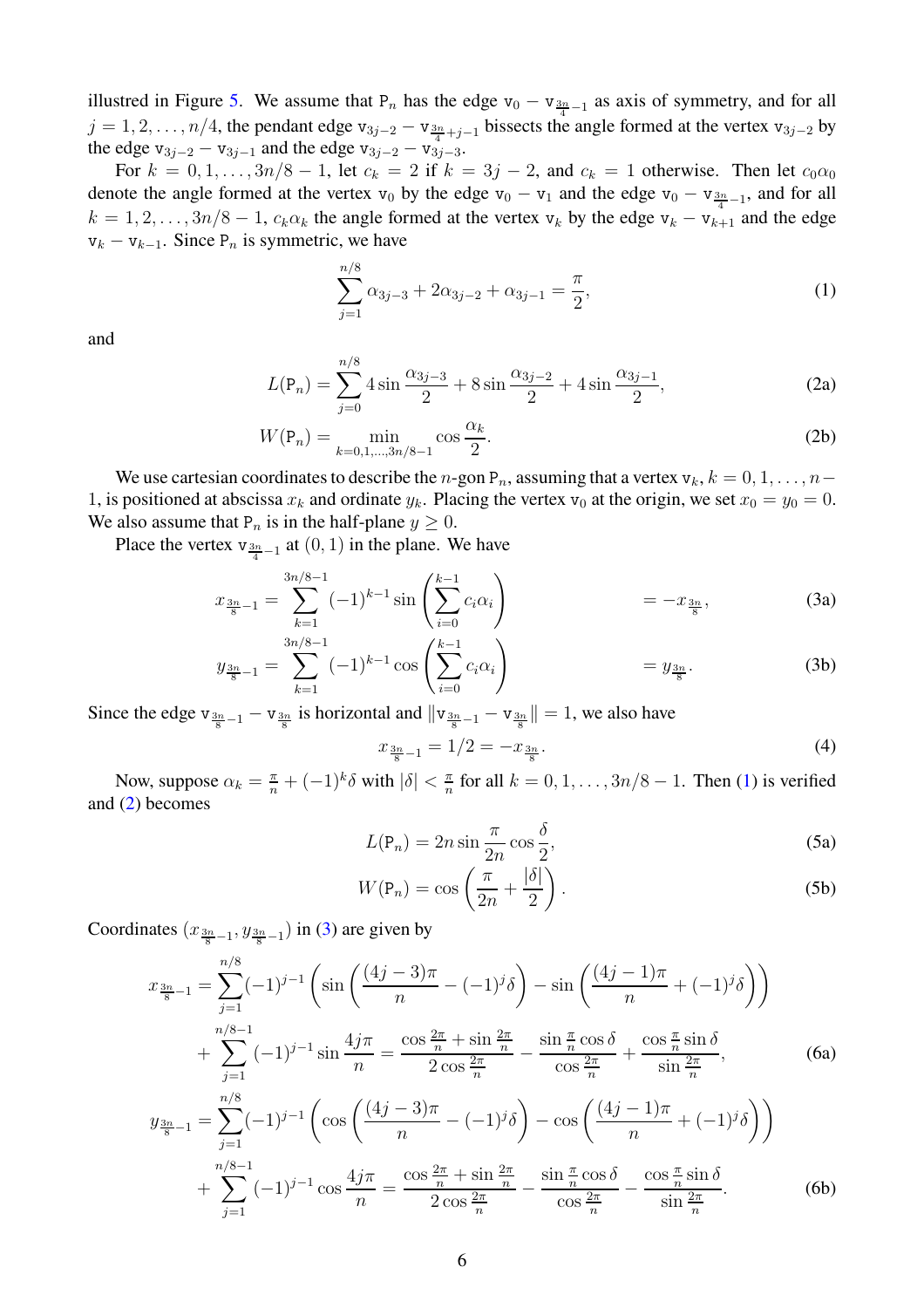illustred in Figure 5. We assume that $\mathtt{P}_n$ has the edge $\mathtt{v}_0 - \mathtt{v}_{\frac{3n}{4}-1}$ as axis of symmetry, and for all $j = 1, 2, \ldots, n/4$, the pendant edge $\mathtt{v}_{3j-2} - \mathtt{v}_{\frac{3n}{4}+j-1}$ bissects the angle formed at the vertex $\mathtt{v}_{3j-2}$ by the edge $\mathtt{v}_{3j-2} - \mathtt{v}_{3j-1}$ and the edge $\mathtt{v}_{3j-2} - \mathtt{v}_{3j-3}$.

For $k = 0, 1, \ldots, 3n/8 - 1$, let $c_k = 2$ if $k = 3j - 2$, and $c_k = 1$ otherwise. Then let $c_0\alpha_0$ denote the angle formed at the vertex $\mathtt{v}_0$ by the edge $\mathtt{v}_0 - \mathtt{v}_1$ and the edge $\mathtt{v}_0 - \mathtt{v}_{\frac{3n}{4}-1}$, and for all $k = 1, 2, \ldots, 3n/8 - 1$, $c_k\alpha_k$ the angle formed at the vertex $\mathtt{v}_k$ by the edge $\mathtt{v}_k - \mathtt{v}_{k+1}$ and the edge $\mathtt{v}_k - \mathtt{v}_{k-1}$. Since $\mathtt{P}_n$ is symmetric, we have

$$\sum_{j=1}^{n/8} \alpha_{3j-3} + 2\alpha_{3j-2} + \alpha_{3j-1} = \frac{\pi}{2}, \tag{1}$$

and

$$L(\mathtt{P}_n) = \sum_{j=0}^{n/8} 4\sin\frac{\alpha_{3j-3}}{2} + 8\sin\frac{\alpha_{3j-2}}{2} + 4\sin\frac{\alpha_{3j-1}}{2}, \tag{2a}$$

$$W(\mathtt{P}_n) = \min_{k=0,1,\ldots,3n/8-1} \cos\frac{\alpha_k}{2}. \tag{2b}$$

We use cartesian coordinates to describe the $n$-gon $\mathtt{P}_n$, assuming that a vertex $\mathtt{v}_k$, $k = 0, 1, \ldots, n-1$, is positioned at abscissa $x_k$ and ordinate $y_k$. Placing the vertex $\mathtt{v}_0$ at the origin, we set $x_0 = y_0 = 0$. We also assume that $\mathtt{P}_n$ is in the half-plane $y \geq 0$.

Place the vertex $\mathtt{v}_{\frac{3n}{4}-1}$ at $(0, 1)$ in the plane. We have

$$x_{\frac{3n}{8}-1} = \sum_{k=1}^{3n/8-1} (-1)^{k-1} \sin\left(\sum_{i=0}^{k-1} c_i\alpha_i\right) = -x_{\frac{3n}{8}}, \tag{3a}$$

$$y_{\frac{3n}{8}-1} = \sum_{k=1}^{3n/8-1} (-1)^{k-1} \cos\left(\sum_{i=0}^{k-1} c_i\alpha_i\right) = y_{\frac{3n}{8}}. \tag{3b}$$

Since the edge $\mathtt{v}_{\frac{3n}{8}-1} - \mathtt{v}_{\frac{3n}{8}}$ is horizontal and $\|\mathtt{v}_{\frac{3n}{8}-1} - \mathtt{v}_{\frac{3n}{8}}\| = 1$, we also have

$$x_{\frac{3n}{8}-1} = 1/2 = -x_{\frac{3n}{8}}. \tag{4}$$

Now, suppose $\alpha_k = \frac{\pi}{n} + (-1)^k\delta$ with $|\delta| < \frac{\pi}{n}$ for all $k = 0, 1, \ldots, 3n/8 - 1$. Then (1) is verified and (2) becomes

$$L(\mathtt{P}_n) = 2n\sin\frac{\pi}{2n}\cos\frac{\delta}{2}, \tag{5a}$$

$$W(\mathtt{P}_n) = \cos\left(\frac{\pi}{2n} + \frac{|\delta|}{2}\right). \tag{5b}$$

Coordinates $(x_{\frac{3n}{8}-1}, y_{\frac{3n}{8}-1})$ in (3) are given by

$$\begin{aligned}
x_{\frac{3n}{8}-1} &= \sum_{j=1}^{n/8} (-1)^{j-1}\left(\sin\left(\frac{(4j-3)\pi}{n} - (-1)^j\delta\right) - \sin\left(\frac{(4j-1)\pi}{n} + (-1)^j\delta\right)\right) \\
&\quad + \sum_{j=1}^{n/8-1} (-1)^{j-1}\sin\frac{4j\pi}{n} = \frac{\cos\frac{2\pi}{n} + \sin\frac{2\pi}{n}}{2\cos\frac{2\pi}{n}} - \frac{\sin\frac{\pi}{n}\cos\delta}{\cos\frac{2\pi}{n}} + \frac{\cos\frac{\pi}{n}\sin\delta}{\sin\frac{2\pi}{n}},
\end{aligned} \tag{6a}$$

$$\begin{aligned}
y_{\frac{3n}{8}-1} &= \sum_{j=1}^{n/8} (-1)^{j-1}\left(\cos\left(\frac{(4j-3)\pi}{n} - (-1)^j\delta\right) - \cos\left(\frac{(4j-1)\pi}{n} + (-1)^j\delta\right)\right) \\
&\quad + \sum_{j=1}^{n/8-1} (-1)^{j-1}\cos\frac{4j\pi}{n} = \frac{\cos\frac{2\pi}{n} + \sin\frac{2\pi}{n}}{2\cos\frac{2\pi}{n}} - \frac{\sin\frac{\pi}{n}\cos\delta}{\cos\frac{2\pi}{n}} - \frac{\cos\frac{\pi}{n}\sin\delta}{\sin\frac{2\pi}{n}}.
\end{aligned} \tag{6b}$$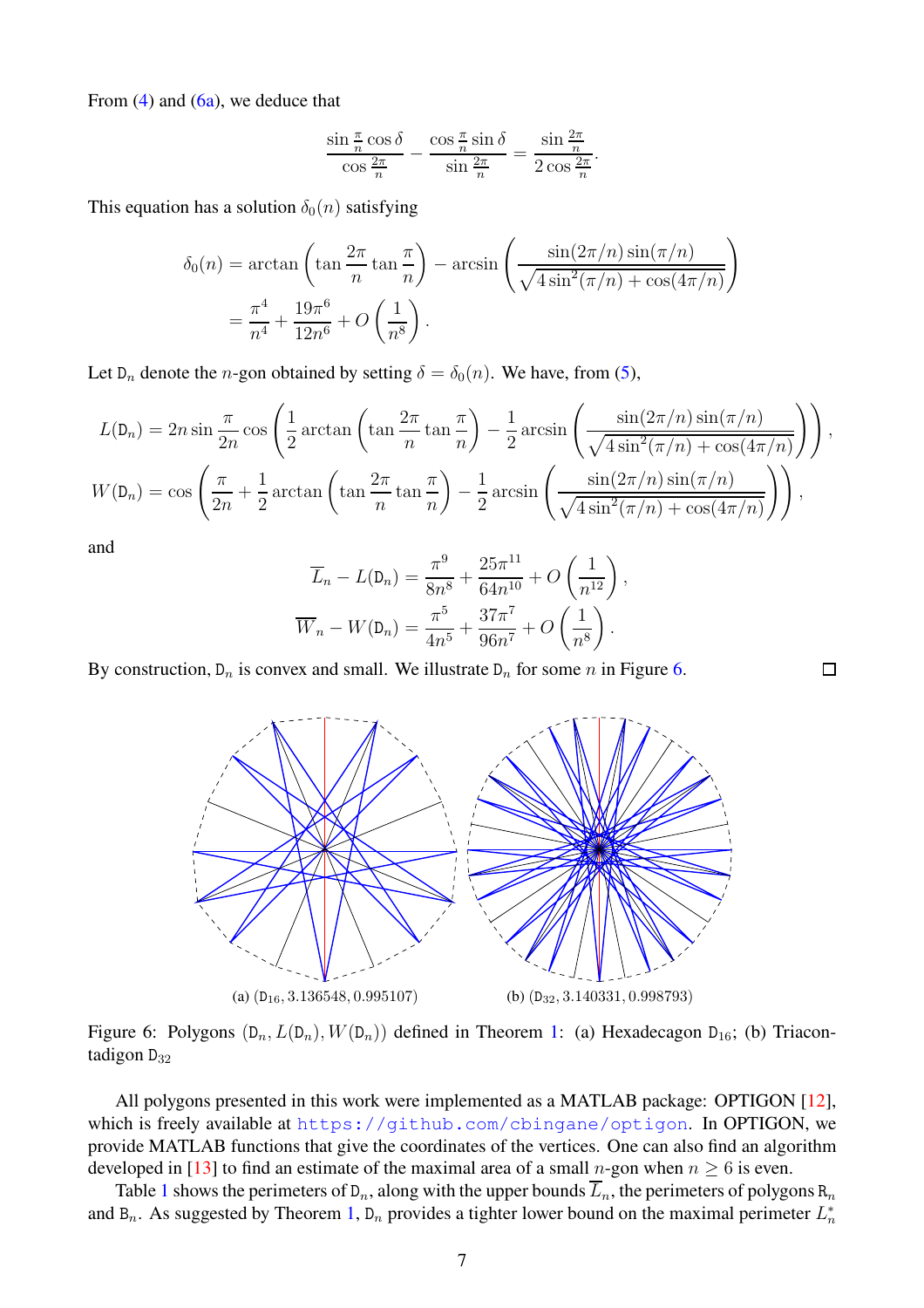From (4) and (6a), we deduce that

$$\frac{\sin\frac{\pi}{n}\cos\delta}{\cos\frac{2\pi}{n}} - \frac{\cos\frac{\pi}{n}\sin\delta}{\sin\frac{2\pi}{n}} = \frac{\sin\frac{2\pi}{n}}{2\cos\frac{2\pi}{n}}.$$

This equation has a solution $\delta_0(n)$ satisfying

$$\begin{aligned}\delta_0(n) &= \arctan\left(\tan\frac{2\pi}{n}\tan\frac{\pi}{n}\right) - \arcsin\left(\frac{\sin(2\pi/n)\sin(\pi/n)}{\sqrt{4\sin^2(\pi/n)+\cos(4\pi/n)}}\right)\\ &= \frac{\pi^4}{n^4} + \frac{19\pi^6}{12n^6} + O\left(\frac{1}{n^8}\right).\end{aligned}$$

Let $\mathtt{D}_n$ denote the $n$-gon obtained by setting $\delta = \delta_0(n)$. We have, from (5),

$$L(\mathtt{D}_n) = 2n\sin\frac{\pi}{2n}\cos\left(\frac{1}{2}\arctan\left(\tan\frac{2\pi}{n}\tan\frac{\pi}{n}\right) - \frac{1}{2}\arcsin\left(\frac{\sin(2\pi/n)\sin(\pi/n)}{\sqrt{4\sin^2(\pi/n)+\cos(4\pi/n)}}\right)\right),$$

$$W(\mathtt{D}_n) = \cos\left(\frac{\pi}{2n} + \frac{1}{2}\arctan\left(\tan\frac{2\pi}{n}\tan\frac{\pi}{n}\right) - \frac{1}{2}\arcsin\left(\frac{\sin(2\pi/n)\sin(\pi/n)}{\sqrt{4\sin^2(\pi/n)+\cos(4\pi/n)}}\right)\right),$$

and

$$\overline{L}_n - L(\mathtt{D}_n) = \frac{\pi^9}{8n^8} + \frac{25\pi^{11}}{64n^{10}} + O\left(\frac{1}{n^{12}}\right),$$

$$\overline{W}_n - W(\mathtt{D}_n) = \frac{\pi^5}{4n^5} + \frac{37\pi^7}{96n^7} + O\left(\frac{1}{n^8}\right).$$

By construction, $\mathtt{D}_n$ is convex and small. We illustrate $\mathtt{D}_n$ for some $n$ in Figure 6. □

(a) $(\mathtt{D}_{16}, 3.136548, 0.995107)$ (b) $(\mathtt{D}_{32}, 3.140331, 0.998793)$

Figure 6: Polygons $(\mathtt{D}_n, L(\mathtt{D}_n), W(\mathtt{D}_n))$ defined in Theorem 1: (a) Hexadecagon $\mathtt{D}_{16}$; (b) Triacontadigon $\mathtt{D}_{32}$

All polygons presented in this work were implemented as a MATLAB package: OPTIGON [12], which is freely available at https://github.com/cbingane/optigon. In OPTIGON, we provide MATLAB functions that give the coordinates of the vertices. One can also find an algorithm developed in [13] to find an estimate of the maximal area of a small $n$-gon when $n \geq 6$ is even.

Table 1 shows the perimeters of $\mathtt{D}_n$, along with the upper bounds $\overline{L}_n$, the perimeters of polygons $\mathtt{R}_n$ and $\mathtt{B}_n$. As suggested by Theorem 1, $\mathtt{D}_n$ provides a tighter lower bound on the maximal perimeter $L_n^*$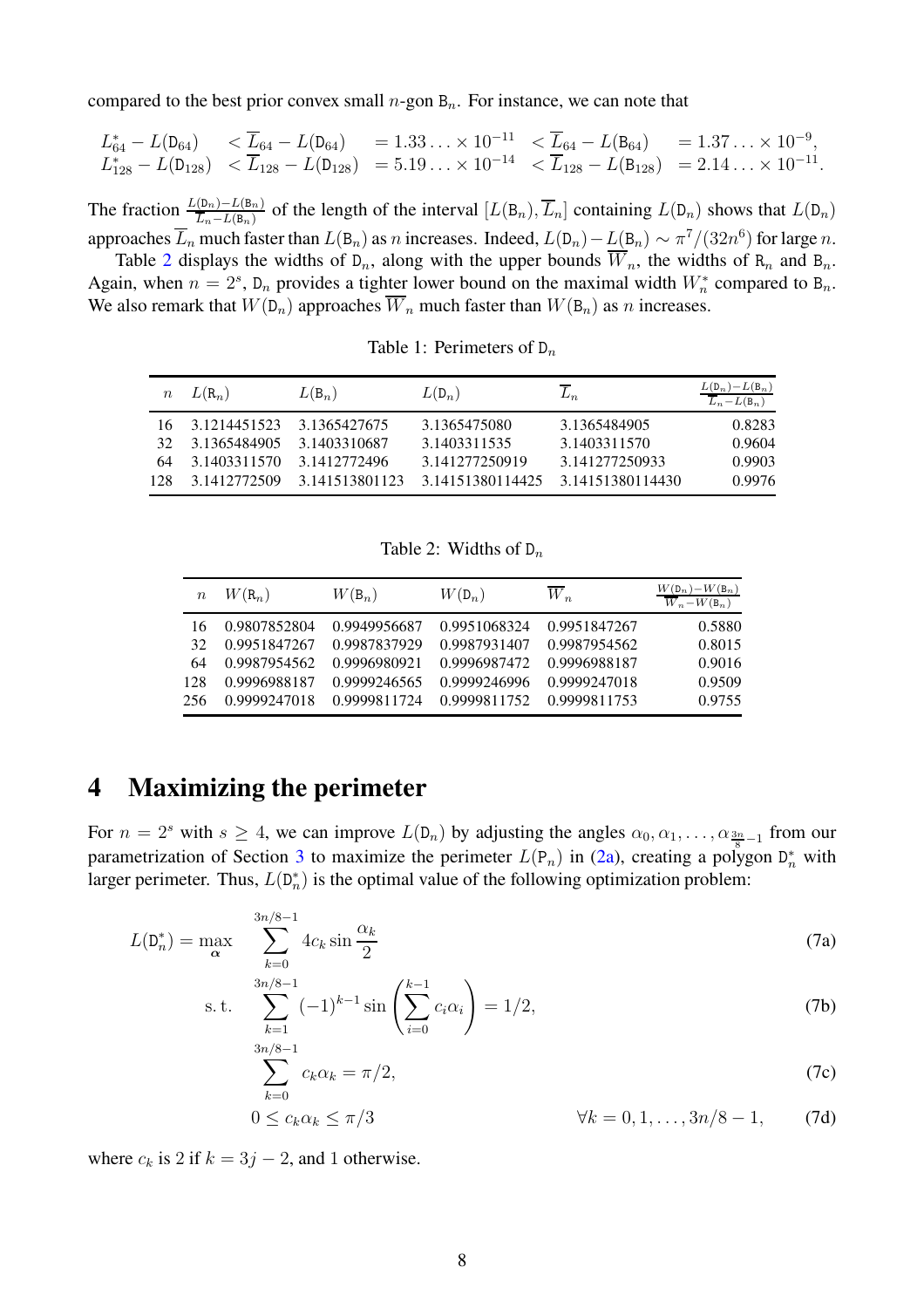compared to the best prior convex small $n$-gon $\mathtt{B}_n$. For instance, we can note that

$$
\begin{aligned}
L_{64}^* - L(\mathtt{D}_{64}) &< \overline{L}_{64} - L(\mathtt{D}_{64}) &= 1.33\ldots \times 10^{-11} &< \overline{L}_{64} - L(\mathtt{B}_{64}) &= 1.37\ldots \times 10^{-9},\\
L_{128}^* - L(\mathtt{D}_{128}) &< \overline{L}_{128} - L(\mathtt{D}_{128}) &= 5.19\ldots \times 10^{-14} &< \overline{L}_{128} - L(\mathtt{B}_{128}) &= 2.14\ldots \times 10^{-11}.
\end{aligned}
$$

The fraction $\frac{L(\mathtt{D}_n)-L(\mathtt{B}_n)}{\overline{L}_n - L(\mathtt{B}_n)}$ of the length of the interval $[L(\mathtt{B}_n), \overline{L}_n]$ containing $L(\mathtt{D}_n)$ shows that $L(\mathtt{D}_n)$ approaches $\overline{L}_n$ much faster than $L(\mathtt{B}_n)$ as $n$ increases. Indeed, $L(\mathtt{D}_n) - L(\mathtt{B}_n) \sim \pi^7/(32n^6)$ for large $n$.

Table 2 displays the widths of $\mathtt{D}_n$, along with the upper bounds $\overline{W}_n$, the widths of $\mathtt{R}_n$ and $\mathtt{B}_n$. Again, when $n = 2^s$, $\mathtt{D}_n$ provides a tighter lower bound on the maximal width $W_n^*$ compared to $\mathtt{B}_n$. We also remark that $W(\mathtt{D}_n)$ approaches $\overline{W}_n$ much faster than $W(\mathtt{B}_n)$ as $n$ increases.

Table 1: Perimeters of $\mathtt{D}_n$

| $n$ | $L(\mathtt{R}_n)$ | $L(\mathtt{B}_n)$ | $L(\mathtt{D}_n)$ | $\overline{L}_n$ | $\frac{L(\mathtt{D}_n)-L(\mathtt{B}_n)}{\overline{L}_n-L(\mathtt{B}_n)}$ |
|---|---|---|---|---|---|
| 16 | 3.1214451523 | 3.1365427675 | 3.1365475080 | 3.1365484905 | 0.8283 |
| 32 | 3.1365484905 | 3.1403310687 | 3.1403311535 | 3.1403311570 | 0.9604 |
| 64 | 3.1403311570 | 3.1412772496 | 3.141277250919 | 3.141277250933 | 0.9903 |
| 128 | 3.1412772509 | 3.141513801123 | 3.14151380114425 | 3.14151380114430 | 0.9976 |

Table 2: Widths of $\mathtt{D}_n$

| $n$ | $W(\mathtt{R}_n)$ | $W(\mathtt{B}_n)$ | $W(\mathtt{D}_n)$ | $\overline{W}_n$ | $\frac{W(\mathtt{D}_n)-W(\mathtt{B}_n)}{\overline{W}_n-W(\mathtt{B}_n)}$ |
|---|---|---|---|---|---|
| 16 | 0.9807852804 | 0.9949956687 | 0.9951068324 | 0.9951847267 | 0.5880 |
| 32 | 0.9951847267 | 0.9987837929 | 0.9987931407 | 0.9987954562 | 0.8015 |
| 64 | 0.9987954562 | 0.9996980921 | 0.9996987472 | 0.9996988187 | 0.9016 |
| 128 | 0.9996988187 | 0.9999246565 | 0.9999246996 | 0.9999247018 | 0.9509 |
| 256 | 0.9999247018 | 0.9999811724 | 0.9999811752 | 0.9999811753 | 0.9755 |

# 4 Maximizing the perimeter

For $n = 2^s$ with $s \geq 4$, we can improve $L(\mathtt{D}_n)$ by adjusting the angles $\alpha_0, \alpha_1, \ldots, \alpha_{\frac{3n}{8}-1}$ from our parametrization of Section 3 to maximize the perimeter $L(\mathtt{P}_n)$ in (2a), creating a polygon $\mathtt{D}_n^*$ with larger perimeter. Thus, $L(\mathtt{D}_n^*)$ is the optimal value of the following optimization problem:

$$
L(\mathtt{D}_n^*) = \max_{\boldsymbol{\alpha}} \quad \sum_{k=0}^{3n/8-1} 4c_k \sin\frac{\alpha_k}{2} \tag{7a}
$$

$$
\text{s. t.} \quad \sum_{k=1}^{3n/8-1} (-1)^{k-1} \sin\left(\sum_{i=0}^{k-1} c_i\alpha_i\right) = 1/2, \tag{7b}
$$

$$
\sum_{k=0}^{3n/8-1} c_k\alpha_k = \pi/2, \tag{7c}
$$

$$
0 \leq c_k\alpha_k \leq \pi/3 \qquad \forall k = 0, 1, \ldots, 3n/8-1, \tag{7d}
$$

where $c_k$ is 2 if $k = 3j-2$, and 1 otherwise.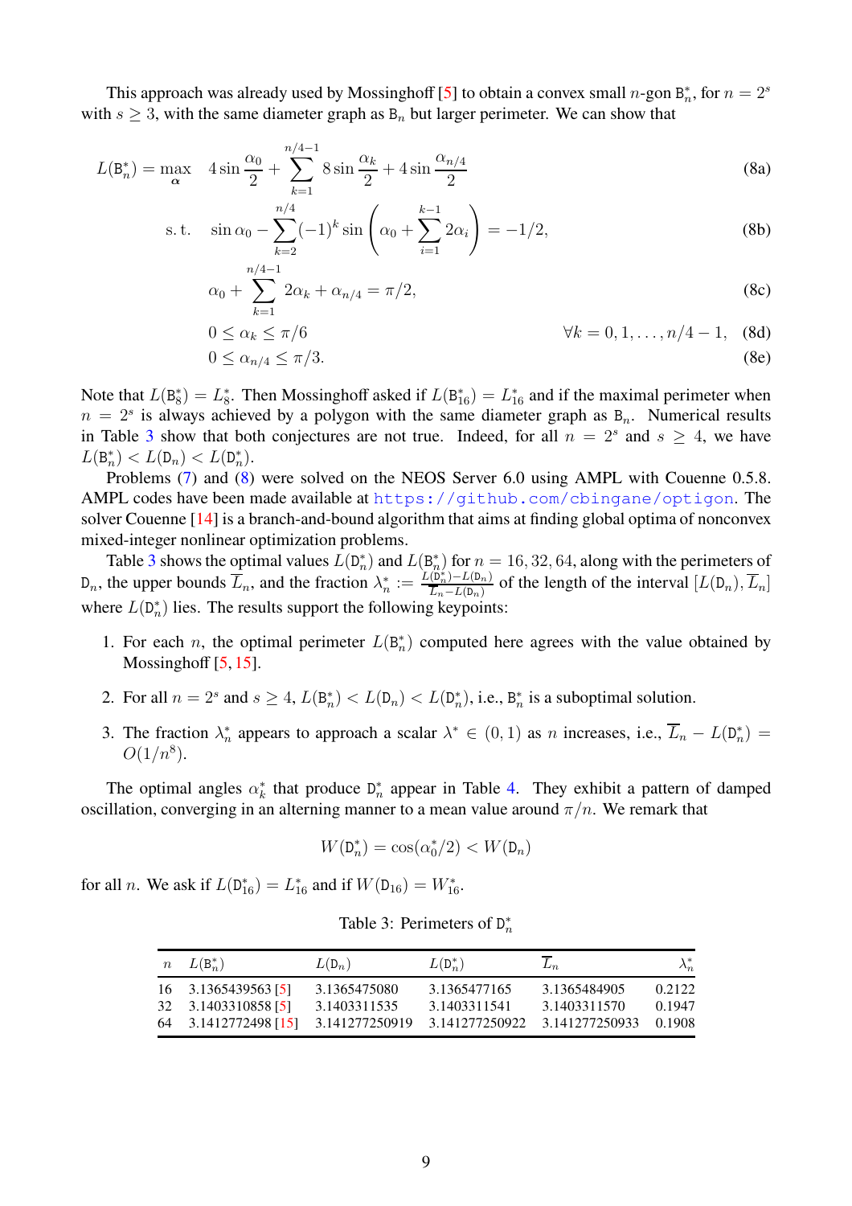This approach was already used by Mossinghoff [5] to obtain a convex small $n$-gon $\mathtt{B}_n^*$, for $n = 2^s$ with $s \geq 3$, with the same diameter graph as $\mathtt{B}_n$ but larger perimeter. We can show that

$$
\begin{aligned}
L(\mathtt{B}_n^*) = \max_{\boldsymbol{\alpha}} \quad & 4 \sin \frac{\alpha_0}{2} + \sum_{k=1}^{n/4-1} 8 \sin \frac{\alpha_k}{2} + 4 \sin \frac{\alpha_{n/4}}{2} && \text{(8a)} \\
\text{s. t.} \quad & \sin \alpha_0 - \sum_{k=2}^{n/4} (-1)^k \sin \left( \alpha_0 + \sum_{i=1}^{k-1} 2\alpha_i \right) = -1/2, && \text{(8b)} \\
& \alpha_0 + \sum_{k=1}^{n/4-1} 2\alpha_k + \alpha_{n/4} = \pi/2, && \text{(8c)} \\
& 0 \leq \alpha_k \leq \pi/6 \qquad \forall k = 0, 1, \ldots, n/4 - 1, && \text{(8d)} \\
& 0 \leq \alpha_{n/4} \leq \pi/3. && \text{(8e)}
\end{aligned}
$$

Note that $L(\mathtt{B}_8^*) = L_8^*$. Then Mossinghoff asked if $L(\mathtt{B}_{16}^*) = L_{16}^*$ and if the maximal perimeter when $n = 2^s$ is always achieved by a polygon with the same diameter graph as $\mathtt{B}_n$. Numerical results in Table 3 show that both conjectures are not true. Indeed, for all $n = 2^s$ and $s \geq 4$, we have $L(\mathtt{B}_n^*) < L(\mathtt{D}_n) < L(\mathtt{D}_n^*)$.

Problems (7) and (8) were solved on the NEOS Server 6.0 using AMPL with Couenne 0.5.8. AMPL codes have been made available at https://github.com/cbingane/optigon. The solver Couenne [14] is a branch-and-bound algorithm that aims at finding global optima of nonconvex mixed-integer nonlinear optimization problems.

Table 3 shows the optimal values $L(\mathtt{D}_n^*)$ and $L(\mathtt{B}_n^*)$ for $n = 16, 32, 64$, along with the perimeters of $\mathtt{D}_n$, the upper bounds $\overline{L}_n$, and the fraction $\lambda_n^* := \frac{L(\mathtt{D}_n^*) - L(\mathtt{D}_n)}{\overline{L}_n - L(\mathtt{D}_n)}$ of the length of the interval $[L(\mathtt{D}_n), \overline{L}_n]$ where $L(\mathtt{D}_n^*)$ lies. The results support the following keypoints:

1. For each $n$, the optimal perimeter $L(\mathtt{B}_n^*)$ computed here agrees with the value obtained by Mossinghoff [5, 15].
2. For all $n = 2^s$ and $s \geq 4$, $L(\mathtt{B}_n^*) < L(\mathtt{D}_n) < L(\mathtt{D}_n^*)$, i.e., $\mathtt{B}_n^*$ is a suboptimal solution.
3. The fraction $\lambda_n^*$ appears to approach a scalar $\lambda^* \in (0, 1)$ as $n$ increases, i.e., $\overline{L}_n - L(\mathtt{D}_n^*) = O(1/n^8)$.

The optimal angles $\alpha_k^*$ that produce $\mathtt{D}_n^*$ appear in Table 4. They exhibit a pattern of damped oscillation, converging in an alterning manner to a mean value around $\pi/n$. We remark that

$$W(\mathtt{D}_n^*) = \cos(\alpha_0^*/2) < W(\mathtt{D}_n)$$

for all $n$. We ask if $L(\mathtt{D}_{16}^*) = L_{16}^*$ and if $W(\mathtt{D}_{16}) = W_{16}^*$.

Table 3: Perimeters of $\mathtt{D}_n^*$

| $n$ | $L(\mathtt{B}_n^*)$ | $L(\mathtt{D}_n)$ | $L(\mathtt{D}_n^*)$ | $\overline{L}_n$ | $\lambda_n^*$ |
|---|---|---|---|---|---|
| 16 | 3.1365439563 [5] | 3.1365475080 | 3.1365477165 | 3.1365484905 | 0.2122 |
| 32 | 3.1403310858 [5] | 3.1403311535 | 3.1403311541 | 3.1403311570 | 0.1947 |
| 64 | 3.1412772498 [15] | 3.141277250919 | 3.141277250922 | 3.141277250933 | 0.1908 |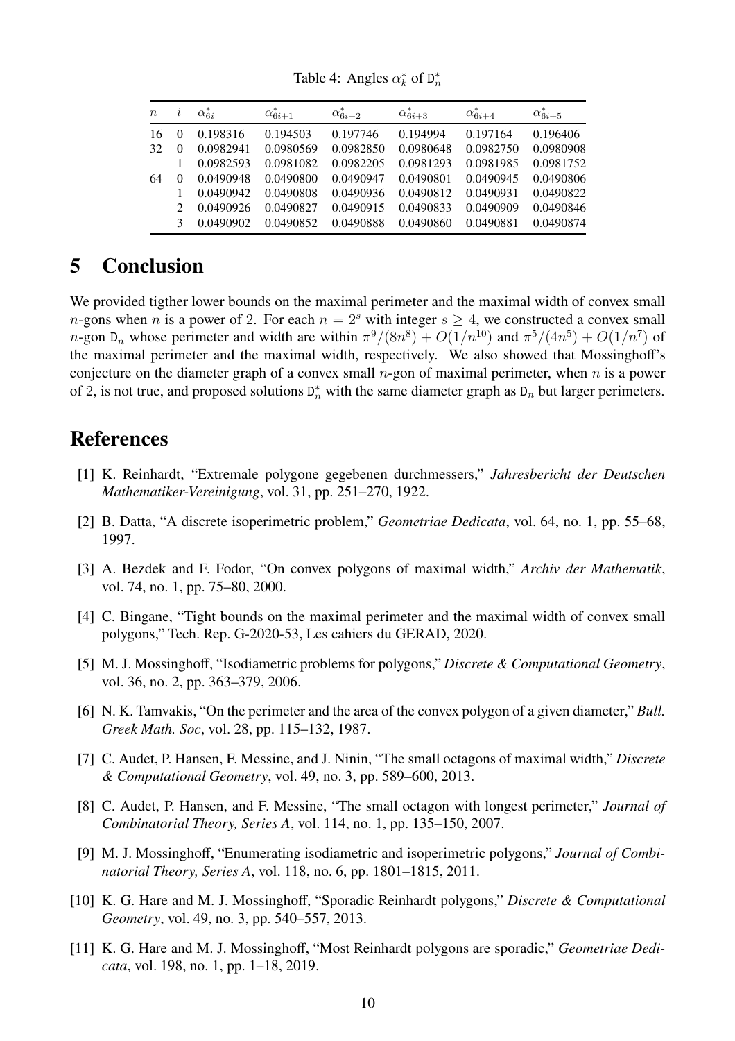Table 4: Angles $\alpha_k^*$ of $\mathtt{D}_n^*$

| $n$ | $i$ | $\alpha_{6i}^*$ | $\alpha_{6i+1}^*$ | $\alpha_{6i+2}^*$ | $\alpha_{6i+3}^*$ | $\alpha_{6i+4}^*$ | $\alpha_{6i+5}^*$ |
|---|---|---|---|---|---|---|---|
| 16 | 0 | 0.198316 | 0.194503 | 0.197746 | 0.194994 | 0.197164 | 0.196406 |
| 32 | 0 | 0.0982941 | 0.0980569 | 0.0982850 | 0.0980648 | 0.0982750 | 0.0980908 |
| | 1 | 0.0982593 | 0.0981082 | 0.0982205 | 0.0981293 | 0.0981985 | 0.0981752 |
| 64 | 0 | 0.0490948 | 0.0490800 | 0.0490947 | 0.0490801 | 0.0490945 | 0.0490806 |
| | 1 | 0.0490942 | 0.0490808 | 0.0490936 | 0.0490812 | 0.0490931 | 0.0490822 |
| | 2 | 0.0490926 | 0.0490827 | 0.0490915 | 0.0490833 | 0.0490909 | 0.0490846 |
| | 3 | 0.0490902 | 0.0490852 | 0.0490888 | 0.0490860 | 0.0490881 | 0.0490874 |

# 5 Conclusion

We provided tigther lower bounds on the maximal perimeter and the maximal width of convex small $n$-gons when $n$ is a power of 2. For each $n = 2^s$ with integer $s \geq 4$, we constructed a convex small $n$-gon $\mathtt{D}_n$ whose perimeter and width are within $\pi^9/(8n^8) + O(1/n^{10})$ and $\pi^5/(4n^5) + O(1/n^7)$ of the maximal perimeter and the maximal width, respectively. We also showed that Mossinghoff's conjecture on the diameter graph of a convex small $n$-gon of maximal perimeter, when $n$ is a power of 2, is not true, and proposed solutions $\mathtt{D}_n^*$ with the same diameter graph as $\mathtt{D}_n$ but larger perimeters.

# References

[1] K. Reinhardt, "Extremale polygone gegebenen durchmessers," *Jahresbericht der Deutschen Mathematiker-Vereinigung*, vol. 31, pp. 251–270, 1922.

[2] B. Datta, "A discrete isoperimetric problem," *Geometriae Dedicata*, vol. 64, no. 1, pp. 55–68, 1997.

[3] A. Bezdek and F. Fodor, "On convex polygons of maximal width," *Archiv der Mathematik*, vol. 74, no. 1, pp. 75–80, 2000.

[4] C. Bingane, "Tight bounds on the maximal perimeter and the maximal width of convex small polygons," Tech. Rep. G-2020-53, Les cahiers du GERAD, 2020.

[5] M. J. Mossinghoff, "Isodiametric problems for polygons," *Discrete & Computational Geometry*, vol. 36, no. 2, pp. 363–379, 2006.

[6] N. K. Tamvakis, "On the perimeter and the area of the convex polygon of a given diameter," *Bull. Greek Math. Soc*, vol. 28, pp. 115–132, 1987.

[7] C. Audet, P. Hansen, F. Messine, and J. Ninin, "The small octagons of maximal width," *Discrete & Computational Geometry*, vol. 49, no. 3, pp. 589–600, 2013.

[8] C. Audet, P. Hansen, and F. Messine, "The small octagon with longest perimeter," *Journal of Combinatorial Theory, Series A*, vol. 114, no. 1, pp. 135–150, 2007.

[9] M. J. Mossinghoff, "Enumerating isodiametric and isoperimetric polygons," *Journal of Combinatorial Theory, Series A*, vol. 118, no. 6, pp. 1801–1815, 2011.

[10] K. G. Hare and M. J. Mossinghoff, "Sporadic Reinhardt polygons," *Discrete & Computational Geometry*, vol. 49, no. 3, pp. 540–557, 2013.

[11] K. G. Hare and M. J. Mossinghoff, "Most Reinhardt polygons are sporadic," *Geometriae Dedicata*, vol. 198, no. 1, pp. 1–18, 2019.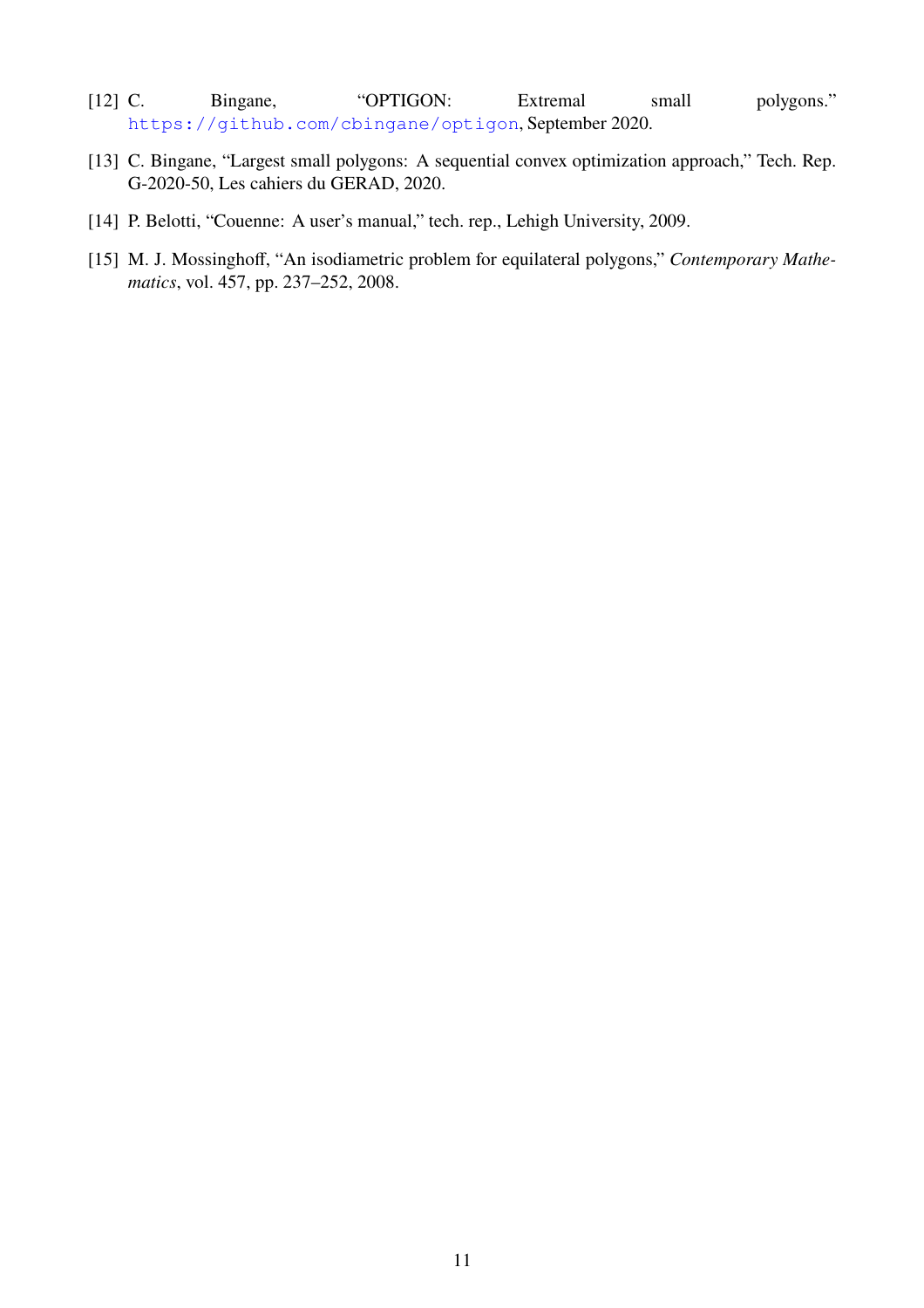[12] C. Bingane, "OPTIGON: Extremal small polygons." https://github.com/cbingane/optigon, September 2020.

[13] C. Bingane, "Largest small polygons: A sequential convex optimization approach," Tech. Rep. G-2020-50, Les cahiers du GERAD, 2020.

[14] P. Belotti, "Couenne: A user's manual," tech. rep., Lehigh University, 2009.

[15] M. J. Mossinghoff, "An isodiametric problem for equilateral polygons," *Contemporary Mathematics*, vol. 457, pp. 237–252, 2008.